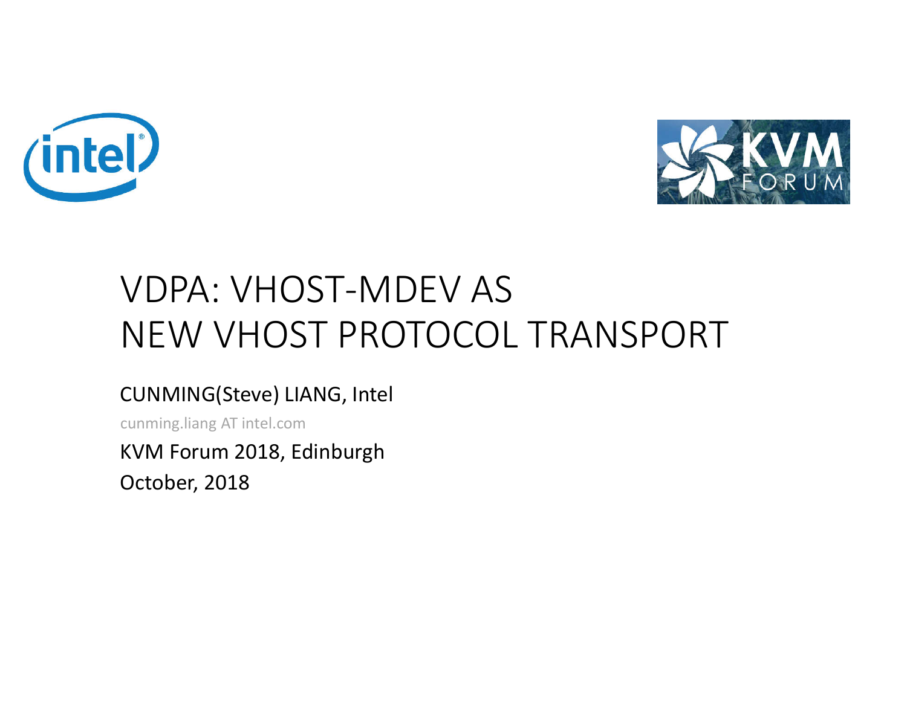# VDPA: VHOST-MDEV AS NEW VHOST PROTOCOL TRANSPORT

CUNMING(Steve) LIANG, Intel

cunming.liang AT intel.com

KVM Forum 2018, Edinburgh

October, 2018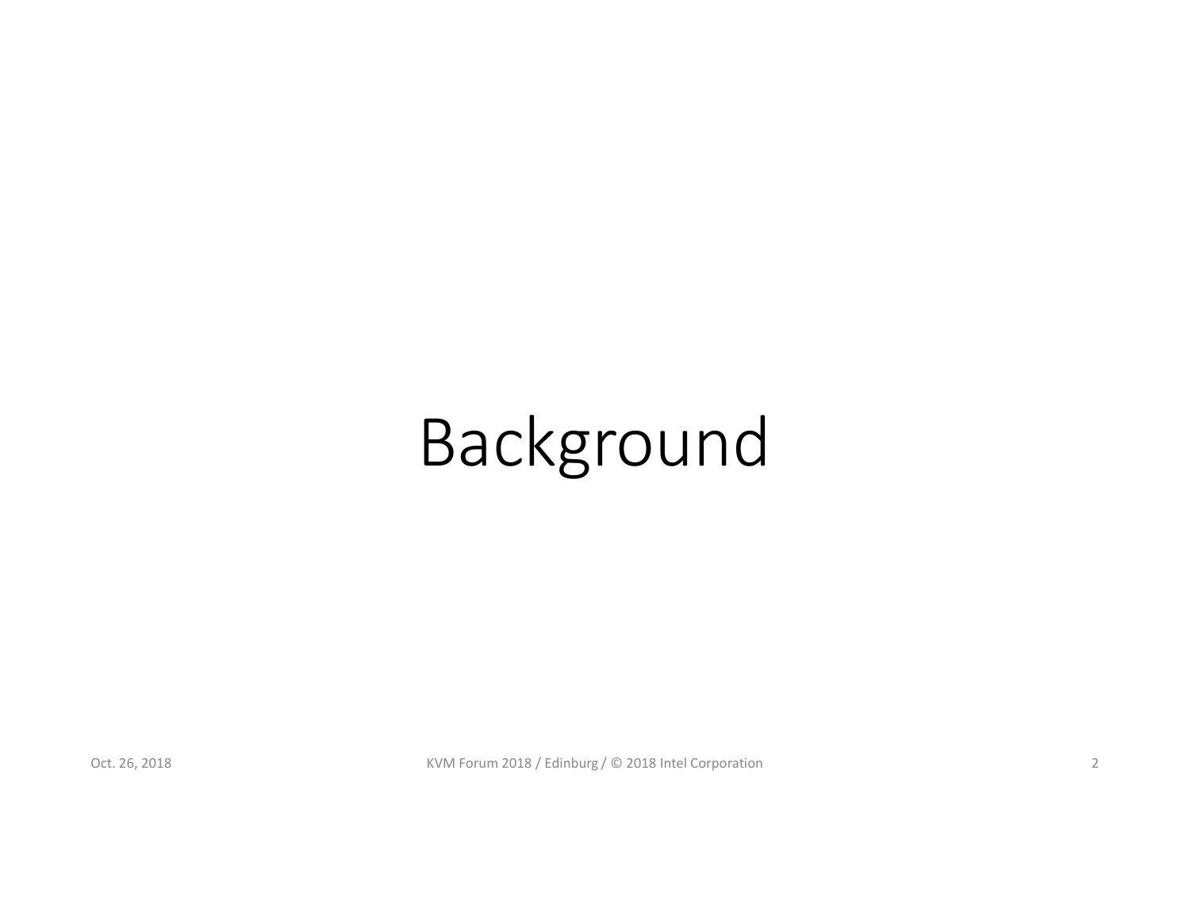# Background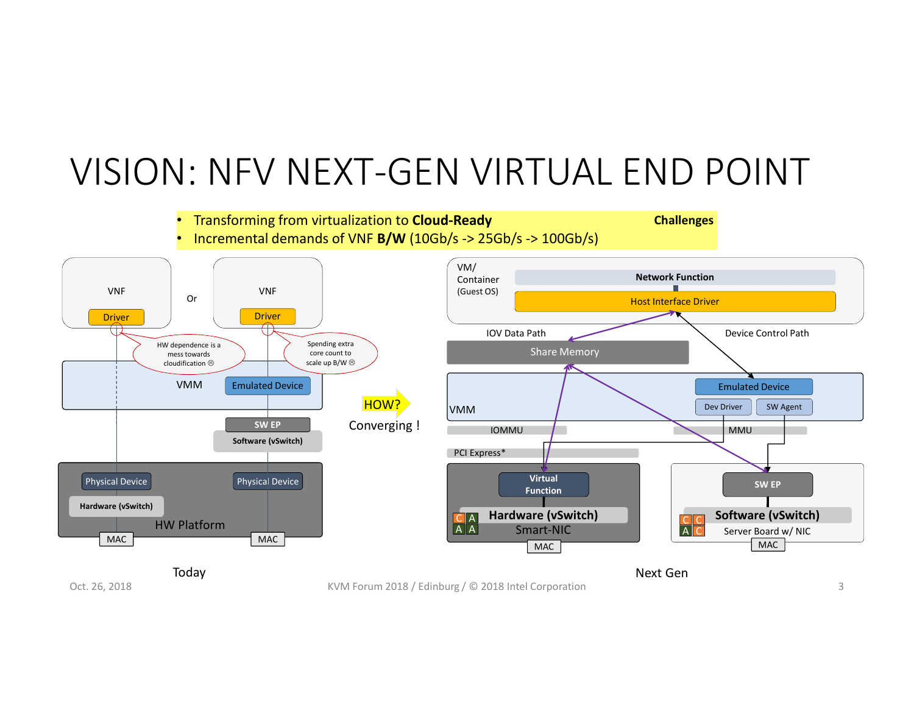# VISION: NFV NEXT-GEN VIRTUAL END POINT

**Challenges**

- Transforming from virtualization to **Cloud-Ready**
- Incremental demands of VNF **B/W** (10Gb/s -> 25Gb/s -> 100Gb/s)

VNF

Driver

Or

VNF

Driver

HW dependence is a mess towards cloudification ☹

Spending extra core count to scale up B/W ☹

VMM

Emulated Device

SW EP

Software (vSwitch)

Physical Device

Hardware (vSwitch)

Physical Device

HW Platform

MAC

MAC

Today

HOW?

Converging !

VM/ Container (Guest OS)

Network Function

Host Interface Driver

IOV Data Path

Device Control Path

Share Memory

VMM

Emulated Device

Dev Driver

SW Agent

IOMMU

MMU

PCI Express*

Virtual Function

Hardware (vSwitch)

Smart-NIC

MAC

SW EP

Software (vSwitch)

Server Board w/ NIC

MAC

Next Gen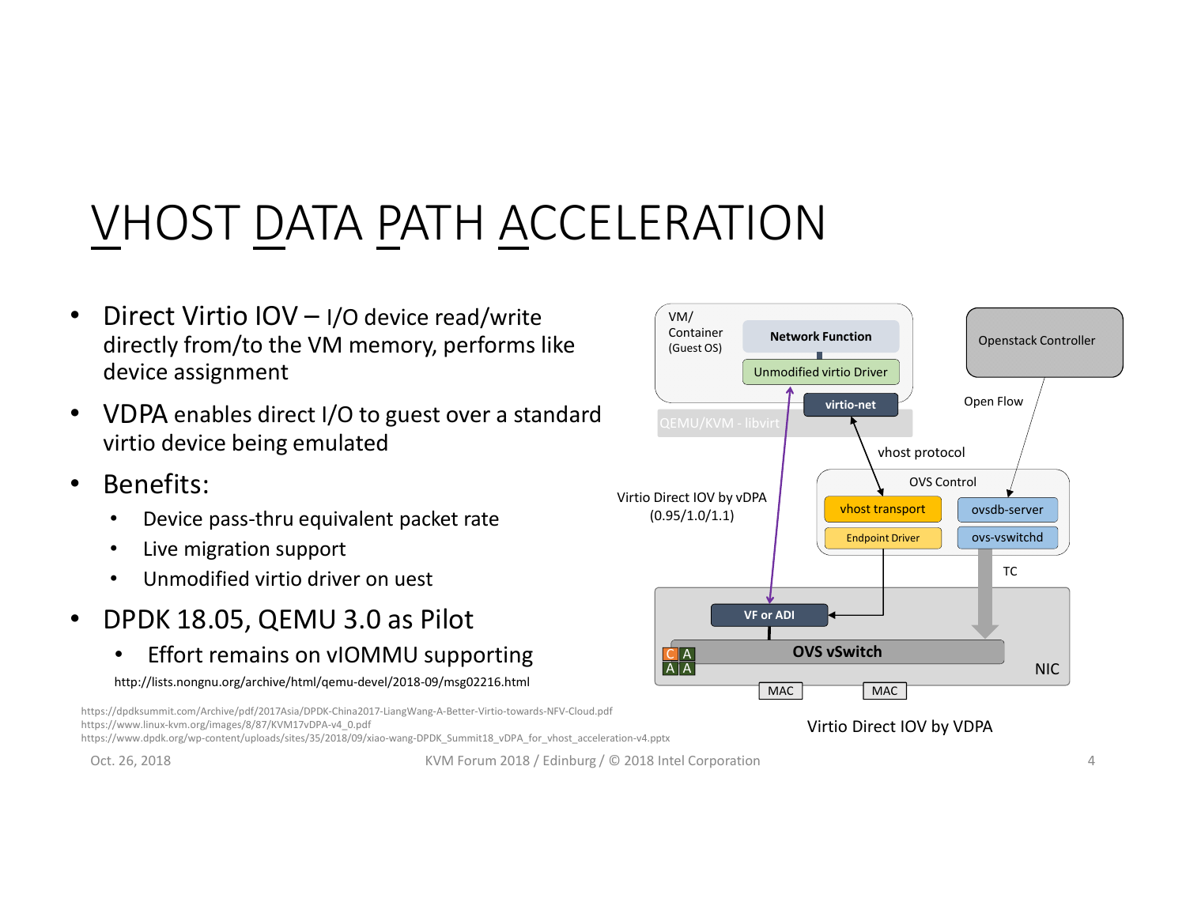# VHOST DATA PATH ACCELERATION

- Direct Virtio IOV – I/O device read/write directly from/to the VM memory, performs like device assignment
- VDPA enables direct I/O to guest over a standard virtio device being emulated
- Benefits:
  - Device pass-thru equivalent packet rate
  - Live migration support
  - Unmodified virtio driver on uest
- DPDK 18.05, QEMU 3.0 as Pilot
  - Effort remains on vIOMMU supporting

http://lists.nongnu.org/archive/html/qemu-devel/2018-09/msg02216.html

VM/ Container (Guest OS)

Network Function

Unmodified virtio Driver

virtio-net

QEMU/KVM - libvirt

Openstack Controller

Open Flow

vhost protocol

Virtio Direct IOV by vDPA (0.95/1.0/1.1)

OVS Control

vhost transport

ovsdb-server

Endpoint Driver

ovs-vswitchd

TC

VF or ADI

OVS vSwitch

NIC

MAC

MAC

Virtio Direct IOV by VDPA

https://dpdksummit.com/Archive/pdf/2017Asia/DPDK-China2017-LiangWang-A-Better-Virtio-towards-NFV-Cloud.pdf
https://www.linux-kvm.org/images/8/87/KVM17vDPA-v4_0.pdf
https://www.dpdk.org/wp-content/uploads/sites/35/2018/09/xiao-wang-DPDK_Summit18_vDPA_for_vhost_acceleration-v4.pptx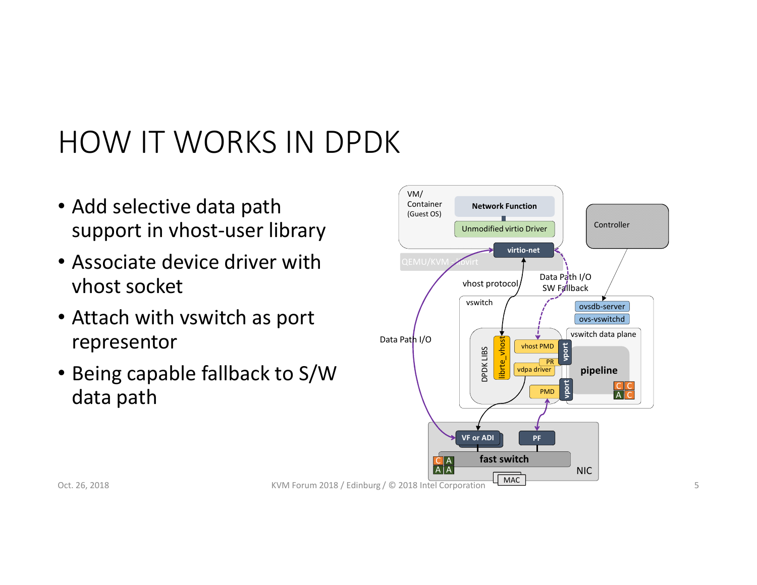# HOW IT WORKS IN DPDK

- Add selective data path support in vhost-user library
- Associate device driver with vhost socket
- Attach with vswitch as port representor
- Being capable fallback to S/W data path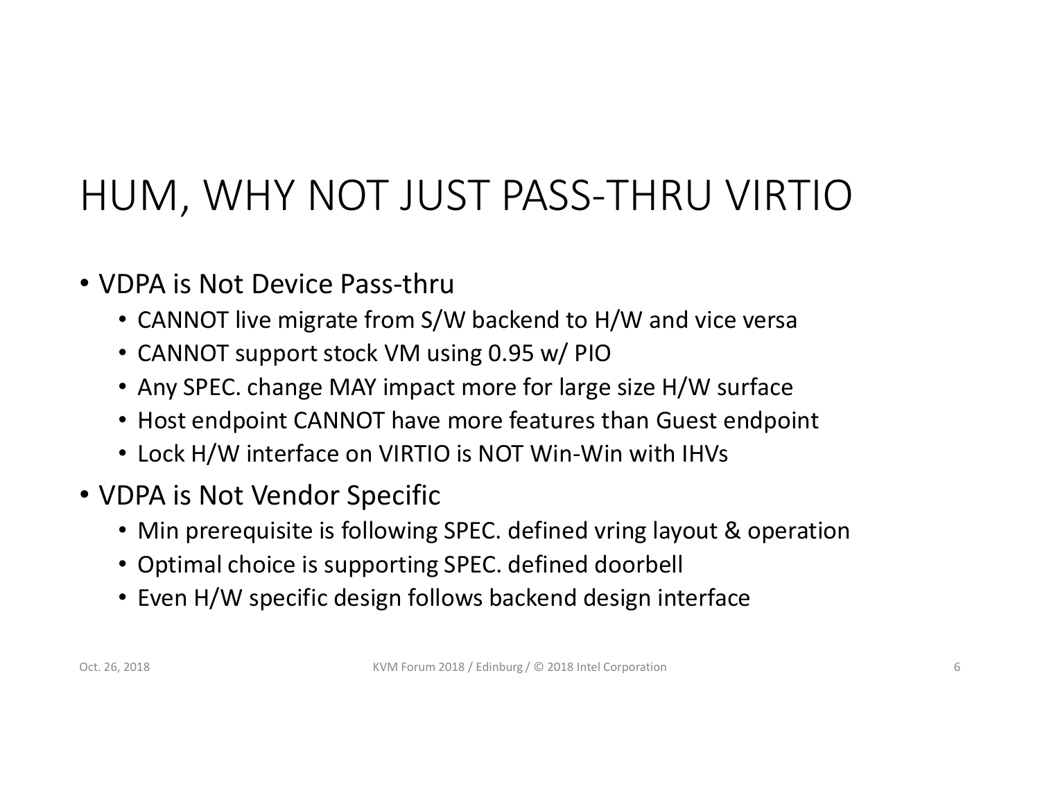# HUM, WHY NOT JUST PASS-THRU VIRTIO

- VDPA is Not Device Pass-thru
  - CANNOT live migrate from S/W backend to H/W and vice versa
  - CANNOT support stock VM using 0.95 w/ PIO
  - Any SPEC. change MAY impact more for large size H/W surface
  - Host endpoint CANNOT have more features than Guest endpoint
  - Lock H/W interface on VIRTIO is NOT Win-Win with IHVs
- VDPA is Not Vendor Specific
  - Min prerequisite is following SPEC. defined vring layout & operation
  - Optimal choice is supporting SPEC. defined doorbell
  - Even H/W specific design follows backend design interface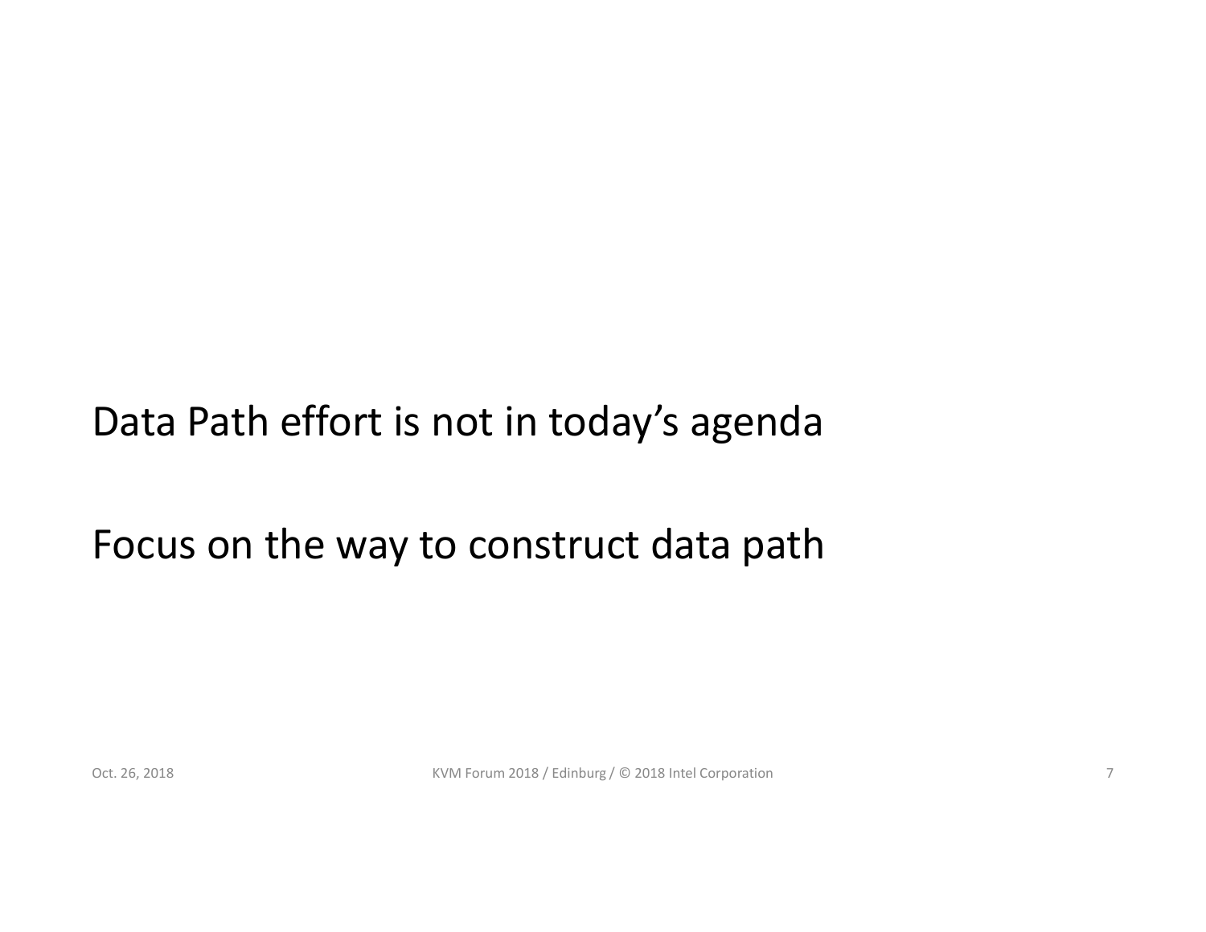Data Path effort is not in today's agenda

Focus on the way to construct data path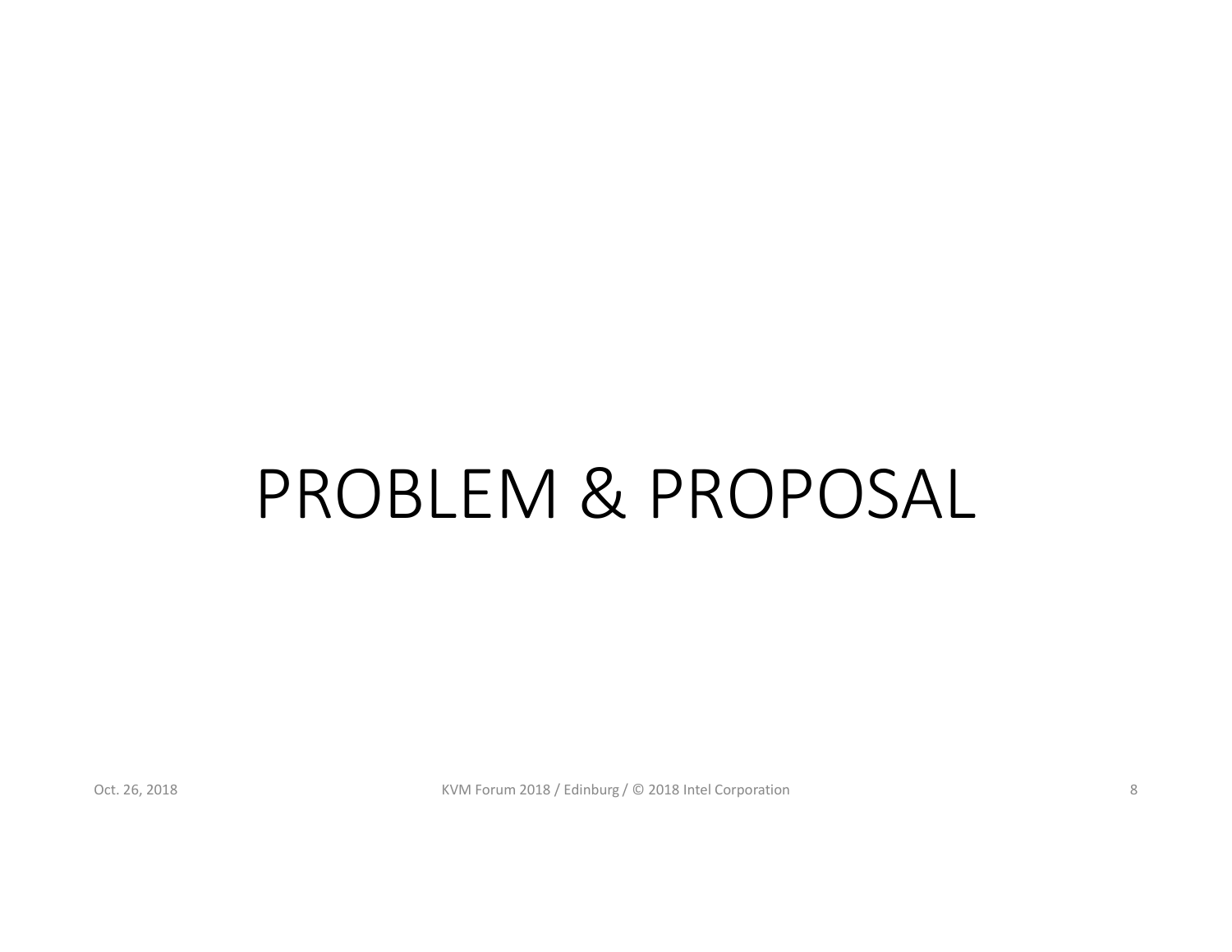# PROBLEM & PROPOSAL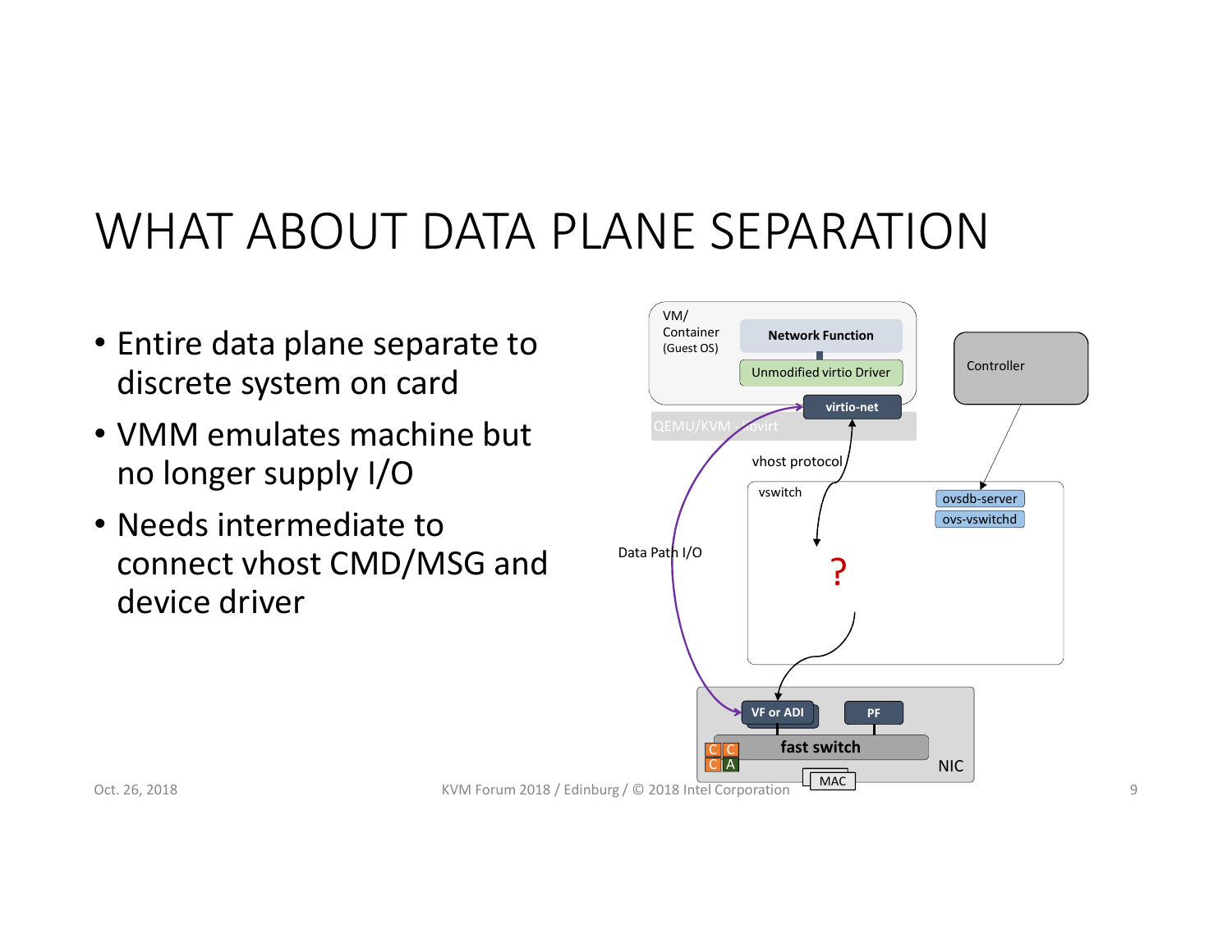# WHAT ABOUT DATA PLANE SEPARATION

- Entire data plane separate to discrete system on card
- VMM emulates machine but no longer supply I/O
- Needs intermediate to connect vhost CMD/MSG and device driver

VM/ Container (Guest OS)

Network Function

Unmodified virtio Driver

virtio-net

QEMU/KVM - libvirt

Controller

vhost protocol

vswitch

ovsdb-server

ovs-vswitchd

Data Path I/O

?

VF or ADI

PF

fast switch

NIC

MAC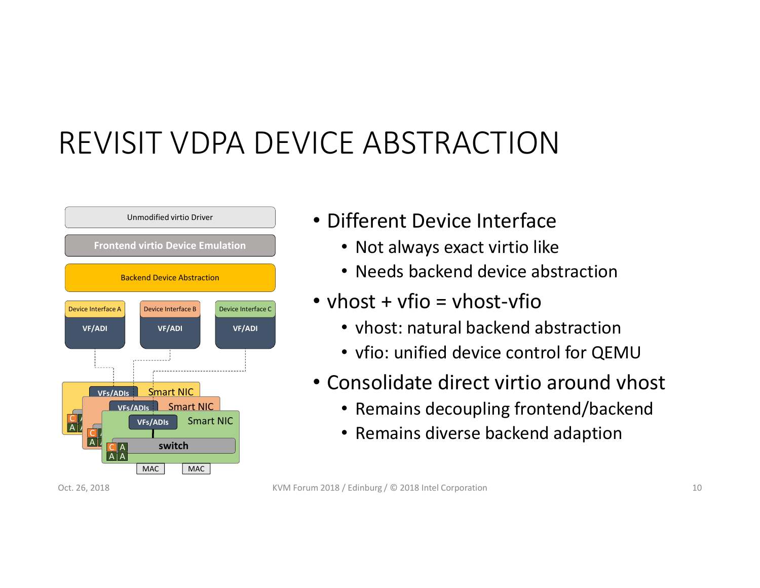# REVISIT VDPA DEVICE ABSTRACTION

Unmodified virtio Driver

Frontend virtio Device Emulation

Backend Device Abstraction

| Device Interface A | Device Interface B | Device Interface C |
| --- | --- | --- |
| VF/ADI | VF/ADI | VF/ADI |

VFs/ADIs Smart NIC

VFs/ADIs Smart NIC

VFs/ADIs Smart NIC

switch

MAC MAC

- Different Device Interface
  - Not always exact virtio like
  - Needs backend device abstraction
- vhost + vfio = vhost-vfio
  - vhost: natural backend abstraction
  - vfio: unified device control for QEMU
- Consolidate direct virtio around vhost
  - Remains decoupling frontend/backend
  - Remains diverse backend adaption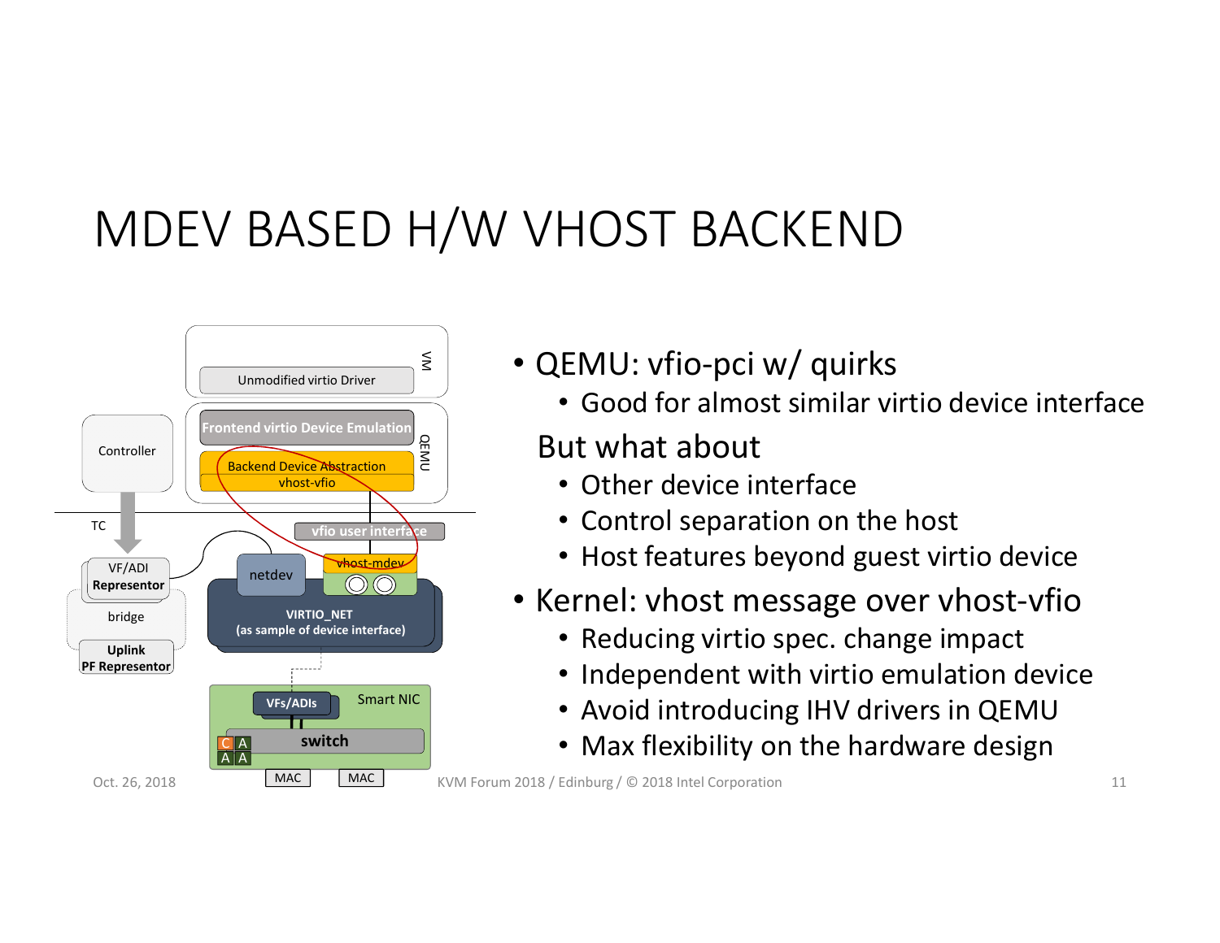# MDEV BASED H/W VHOST BACKEND

- QEMU: vfio-pci w/ quirks
  - Good for almost similar virtio device interface

  But what about
  - Other device interface
  - Control separation on the host
  - Host features beyond guest virtio device
- Kernel: vhost message over vhost-vfio
  - Reducing virtio spec. change impact
  - Independent with virtio emulation device
  - Avoid introducing IHV drivers in QEMU
  - Max flexibility on the hardware design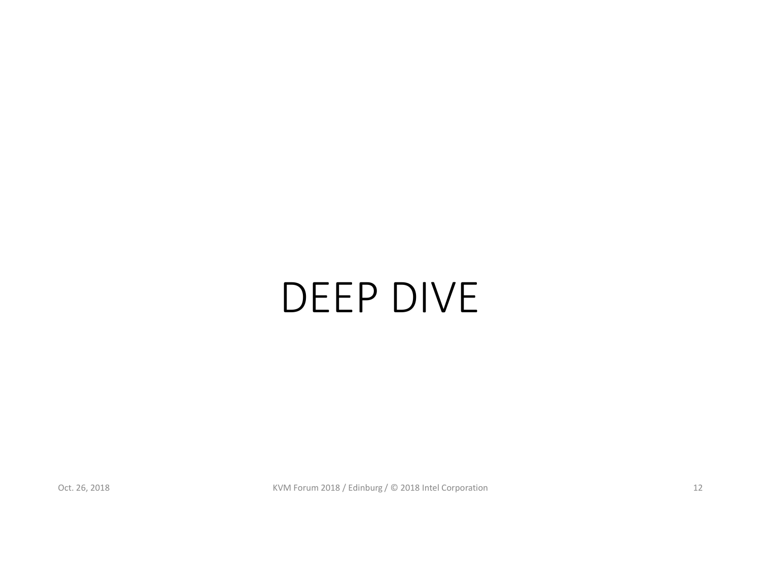# DEEP DIVE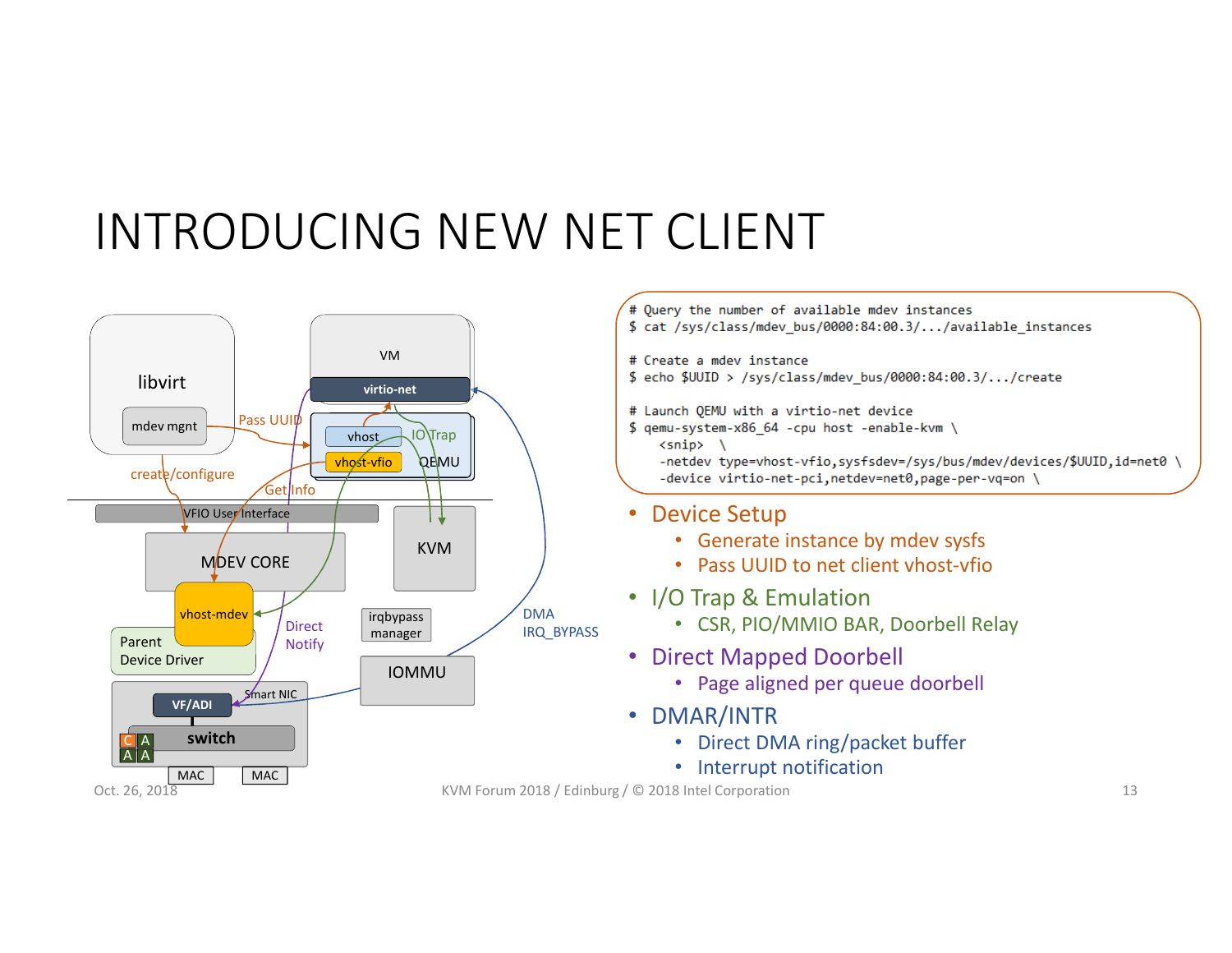# INTRODUCING NEW NET CLIENT

```
# Query the number of available mdev instances
$ cat /sys/class/mdev_bus/0000:84:00.3/.../available_instances

# Create a mdev instance
$ echo $UUID > /sys/class/mdev_bus/0000:84:00.3/.../create

# Launch QEMU with a virtio-net device
$ qemu-system-x86_64 -cpu host -enable-kvm \
    <snip>  \
    -netdev type=vhost-vfio,sysfsdev=/sys/bus/mdev/devices/$UUID,id=net0 \
    -device virtio-net-pci,netdev=net0,page-per-vq=on \
```

- Device Setup
  - Generate instance by mdev sysfs
  - Pass UUID to net client vhost-vfio
- I/O Trap & Emulation
  - CSR, PIO/MMIO BAR, Doorbell Relay
- Direct Mapped Doorbell
  - Page aligned per queue doorbell
- DMAR/INTR
  - Direct DMA ring/packet buffer
  - Interrupt notification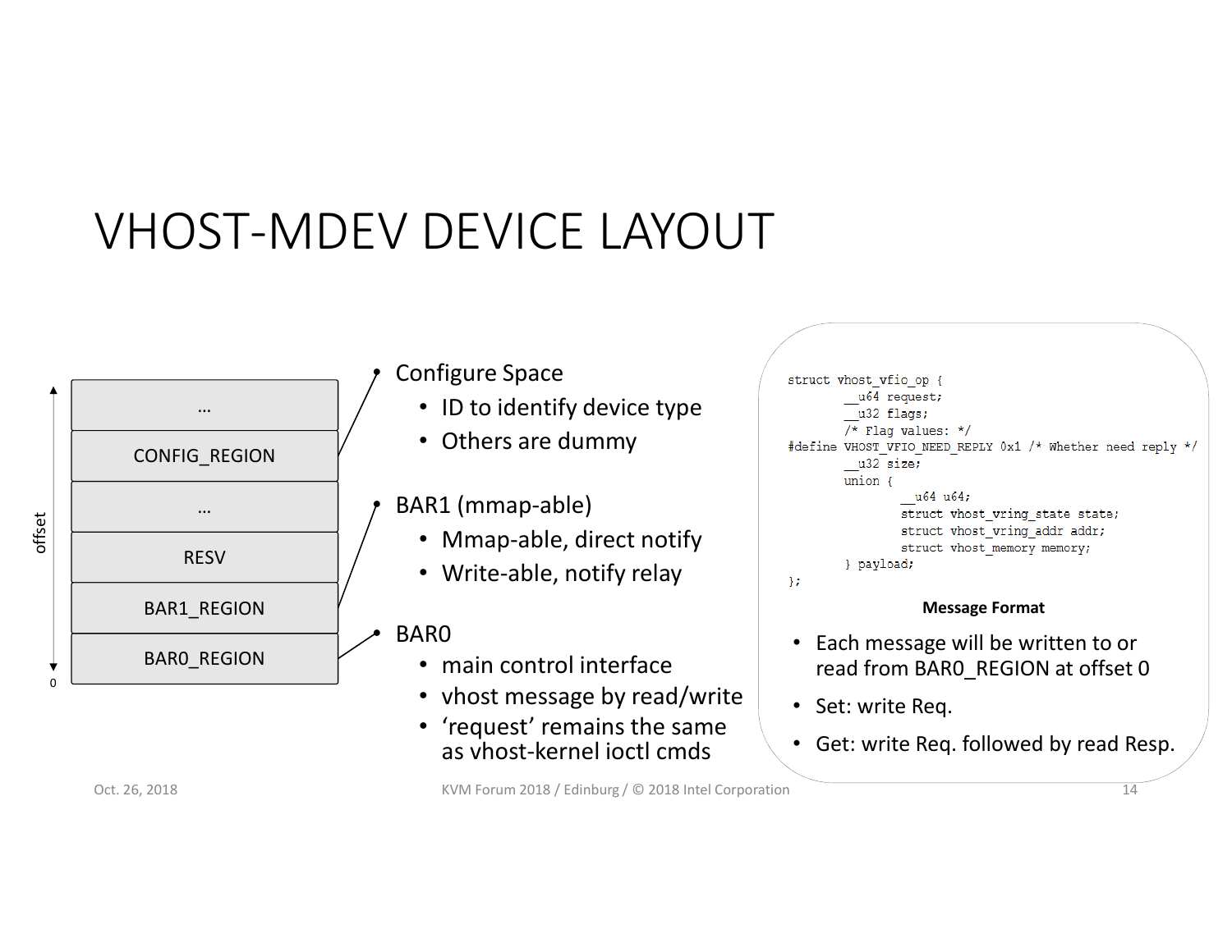# VHOST-MDEV DEVICE LAYOUT

| offset |
| --- |
| … |
| CONFIG_REGION |
| … |
| RESV |
| BAR1_REGION |
| BAR0_REGION |

0

- Configure Space
  - ID to identify device type
  - Others are dummy
- BAR1 (mmap-able)
  - Mmap-able, direct notify
  - Write-able, notify relay
- BAR0
  - main control interface
  - vhost message by read/write
  - 'request' remains the same as vhost-kernel ioctl cmds

```
struct vhost_vfio_op {
        __u64 request;
        __u32 flags;
        /* Flag values: */
#define VHOST_VFIO_NEED_REPLY 0x1 /* Whether need reply */
        __u32 size;
        union {
                __u64 u64;
                struct vhost_vring_state state;
                struct vhost_vring_addr addr;
                struct vhost_memory memory;
        } payload;
};
```

**Message Format**

- Each message will be written to or read from BAR0_REGION at offset 0
- Set: write Req.
- Get: write Req. followed by read Resp.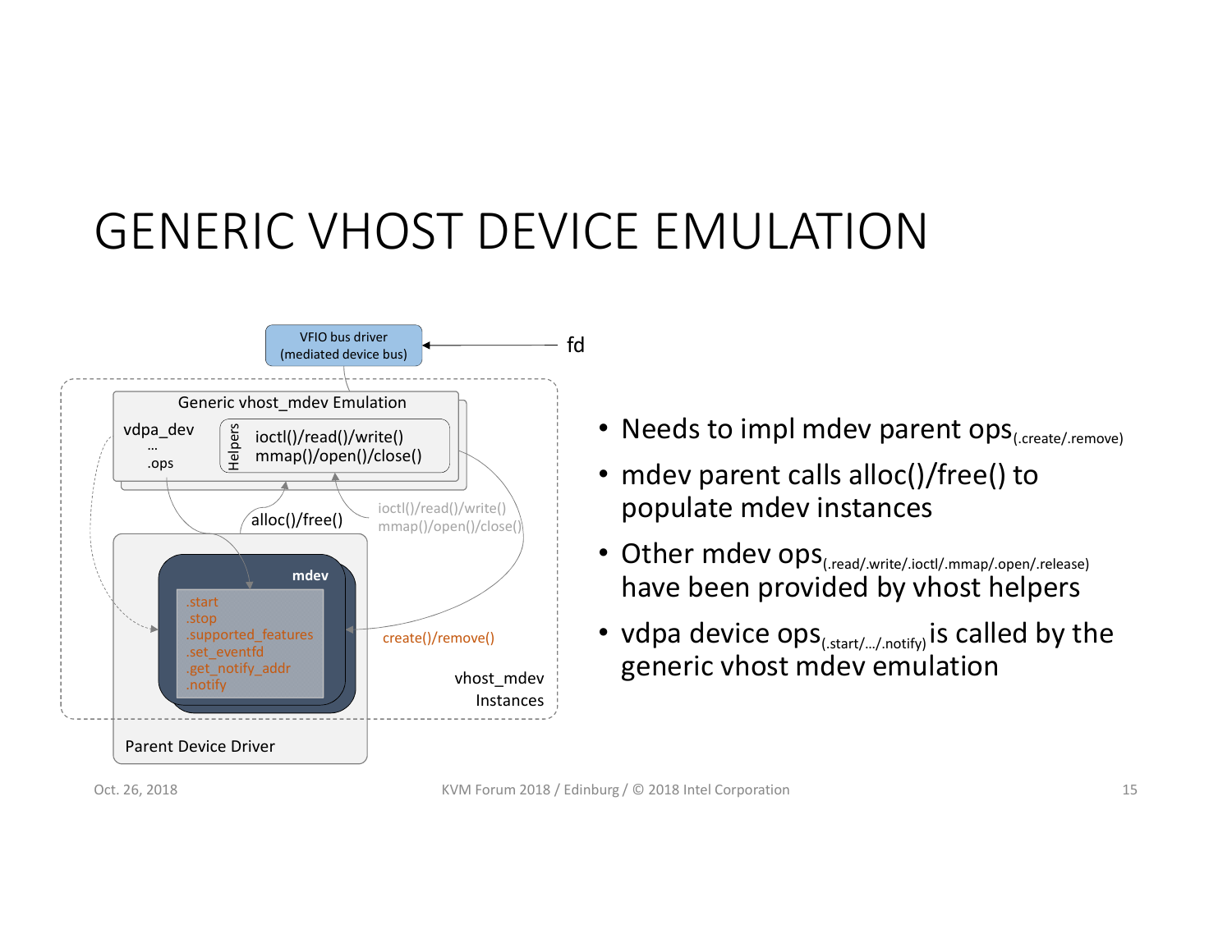# GENERIC VHOST DEVICE EMULATION

VFIO bus driver (mediated device bus)

fd

Generic vhost_mdev Emulation

vdpa_dev
…
.ops

Helpers

ioctl()/read()/write()
mmap()/open()/close()

alloc()/free()

ioctl()/read()/write()
mmap()/open()/close()

mdev

.start
.stop
.supported_features
.set_eventfd
.get_notify_addr
.notify

create()/remove()

vhost_mdev Instances

Parent Device Driver

- Needs to impl mdev parent ops (.create/.remove)
- mdev parent calls alloc()/free() to populate mdev instances
- Other mdev ops (.read/.write/.ioctl/.mmap/.open/.release) have been provided by vhost helpers
- vdpa device ops (.start/…/.notify) is called by the generic vhost mdev emulation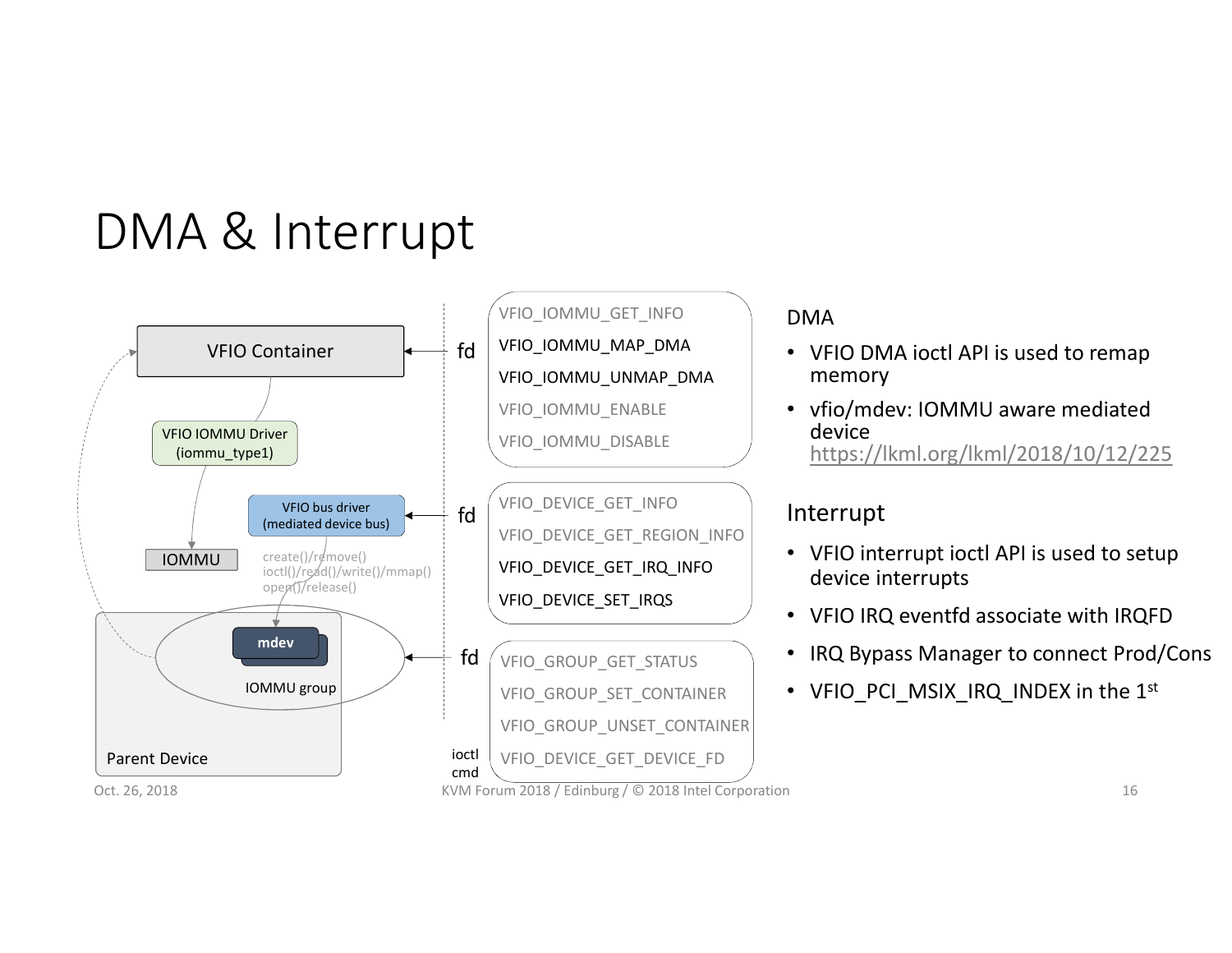# DMA & Interrupt

VFIO Container

VFIO IOMMU Driver (iommu_type1)

IOMMU

VFIO bus driver (mediated device bus)

create()/remove()
ioctl()/read()/write()/mmap()
open()/release()

mdev

IOMMU group

Parent Device

fd

- VFIO_IOMMU_GET_INFO
- VFIO_IOMMU_MAP_DMA
- VFIO_IOMMU_UNMAP_DMA
- VFIO_IOMMU_ENABLE
- VFIO_IOMMU_DISABLE

fd

- VFIO_DEVICE_GET_INFO
- VFIO_DEVICE_GET_REGION_INFO
- VFIO_DEVICE_GET_IRQ_INFO
- VFIO_DEVICE_SET_IRQS

fd

- VFIO_GROUP_GET_STATUS
- VFIO_GROUP_SET_CONTAINER
- VFIO_GROUP_UNSET_CONTAINER
- VFIO_DEVICE_GET_DEVICE_FD

ioctl cmd

## DMA

- VFIO DMA ioctl API is used to remap memory
- vfio/mdev: IOMMU aware mediated device https://lkml.org/lkml/2018/10/12/225

## Interrupt

- VFIO interrupt ioctl API is used to setup device interrupts
- VFIO IRQ eventfd associate with IRQFD
- IRQ Bypass Manager to connect Prod/Cons
- VFIO_PCI_MSIX_IRQ_INDEX in the 1st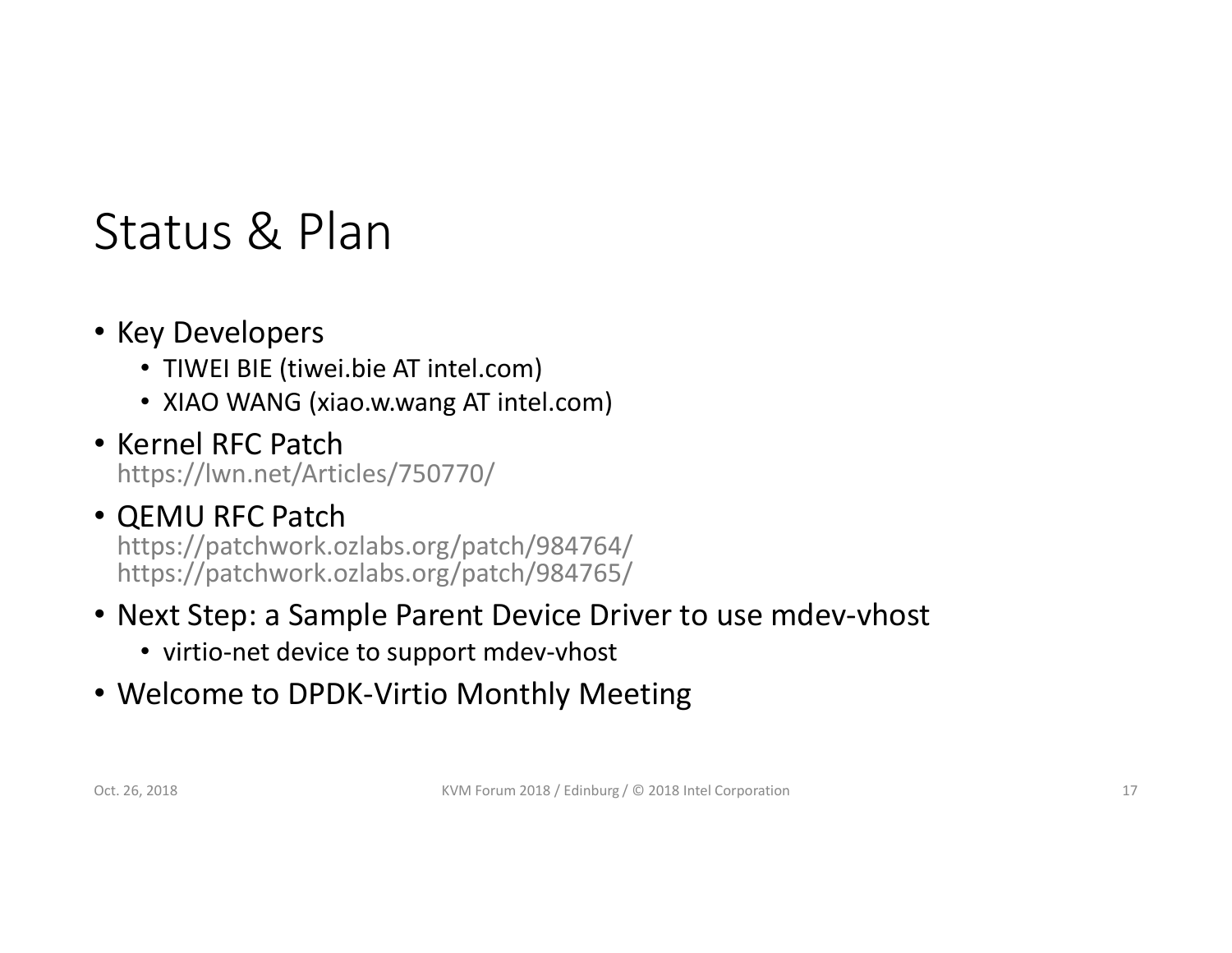# Status & Plan

- Key Developers
  - TIWEI BIE (tiwei.bie AT intel.com)
  - XIAO WANG (xiao.w.wang AT intel.com)
- Kernel RFC Patch
  https://lwn.net/Articles/750770/
- QEMU RFC Patch
  https://patchwork.ozlabs.org/patch/984764/
  https://patchwork.ozlabs.org/patch/984765/
- Next Step: a Sample Parent Device Driver to use mdev-vhost
  - virtio-net device to support mdev-vhost
- Welcome to DPDK-Virtio Monthly Meeting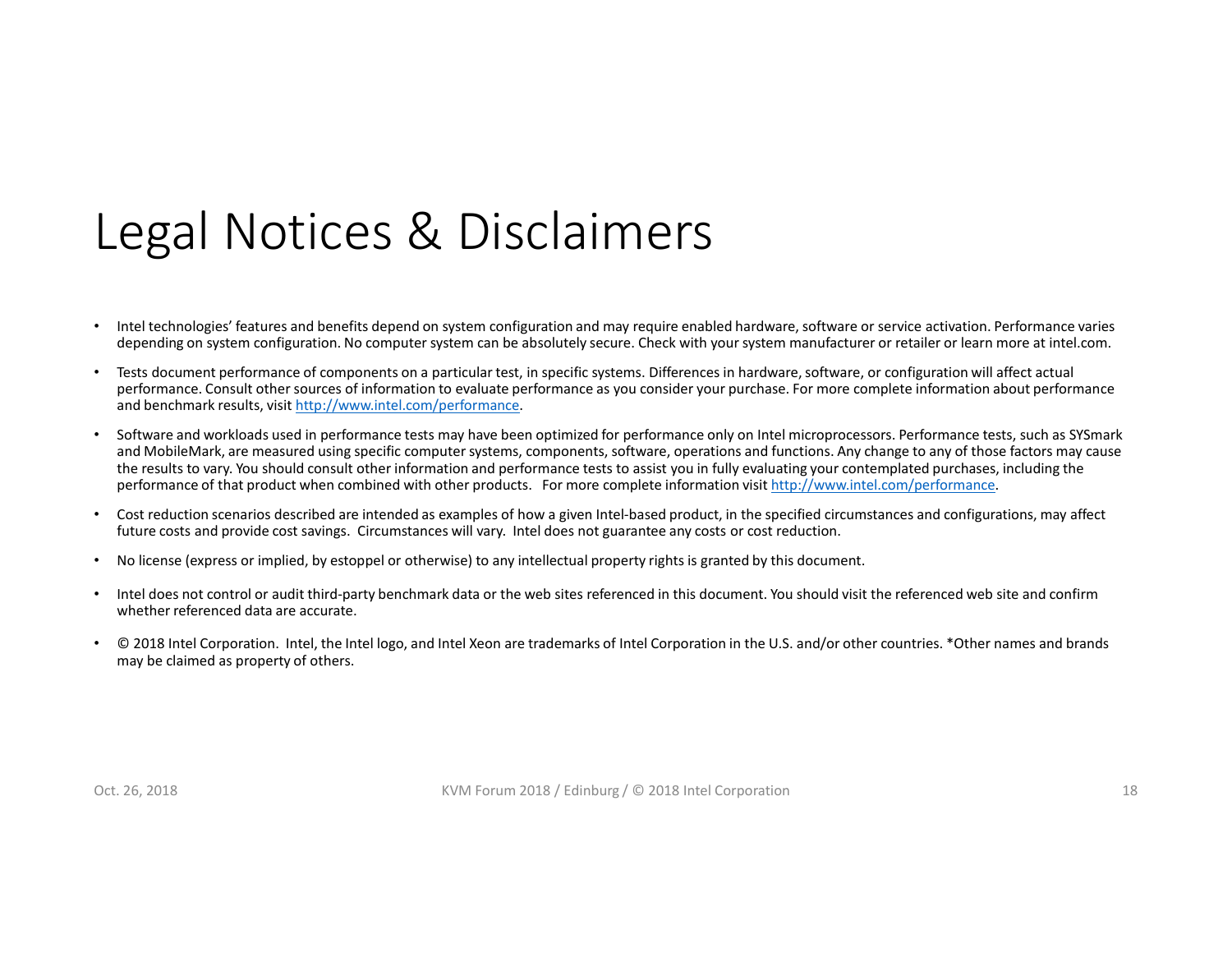# Legal Notices & Disclaimers

- Intel technologies' features and benefits depend on system configuration and may require enabled hardware, software or service activation. Performance varies depending on system configuration. No computer system can be absolutely secure. Check with your system manufacturer or retailer or learn more at intel.com.
- Tests document performance of components on a particular test, in specific systems. Differences in hardware, software, or configuration will affect actual performance. Consult other sources of information to evaluate performance as you consider your purchase. For more complete information about performance and benchmark results, visit http://www.intel.com/performance.
- Software and workloads used in performance tests may have been optimized for performance only on Intel microprocessors. Performance tests, such as SYSmark and MobileMark, are measured using specific computer systems, components, software, operations and functions. Any change to any of those factors may cause the results to vary. You should consult other information and performance tests to assist you in fully evaluating your contemplated purchases, including the performance of that product when combined with other products. For more complete information visit http://www.intel.com/performance.
- Cost reduction scenarios described are intended as examples of how a given Intel-based product, in the specified circumstances and configurations, may affect future costs and provide cost savings. Circumstances will vary. Intel does not guarantee any costs or cost reduction.
- No license (express or implied, by estoppel or otherwise) to any intellectual property rights is granted by this document.
- Intel does not control or audit third-party benchmark data or the web sites referenced in this document. You should visit the referenced web site and confirm whether referenced data are accurate.
- © 2018 Intel Corporation. Intel, the Intel logo, and Intel Xeon are trademarks of Intel Corporation in the U.S. and/or other countries. *Other names and brands may be claimed as property of others.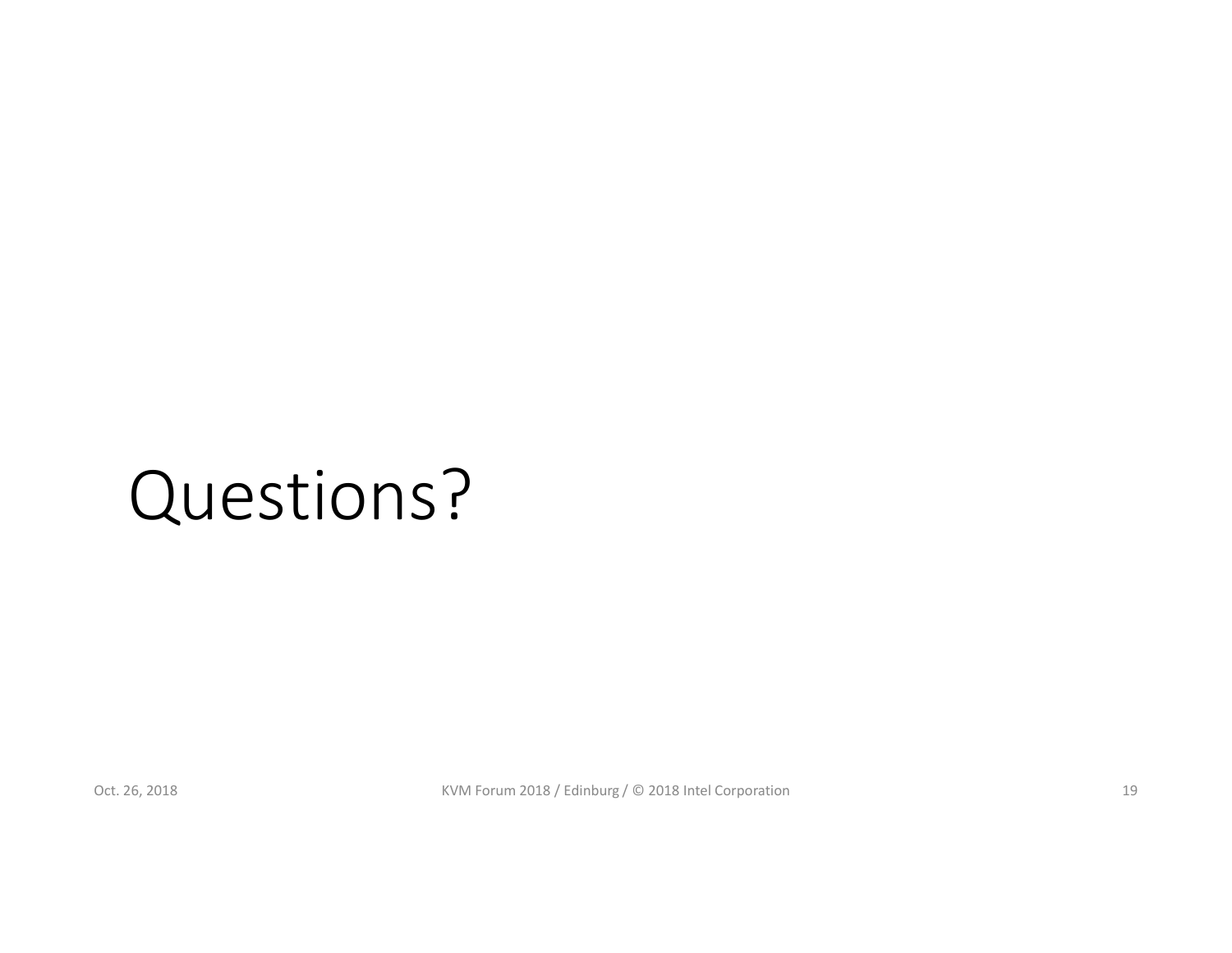# Questions?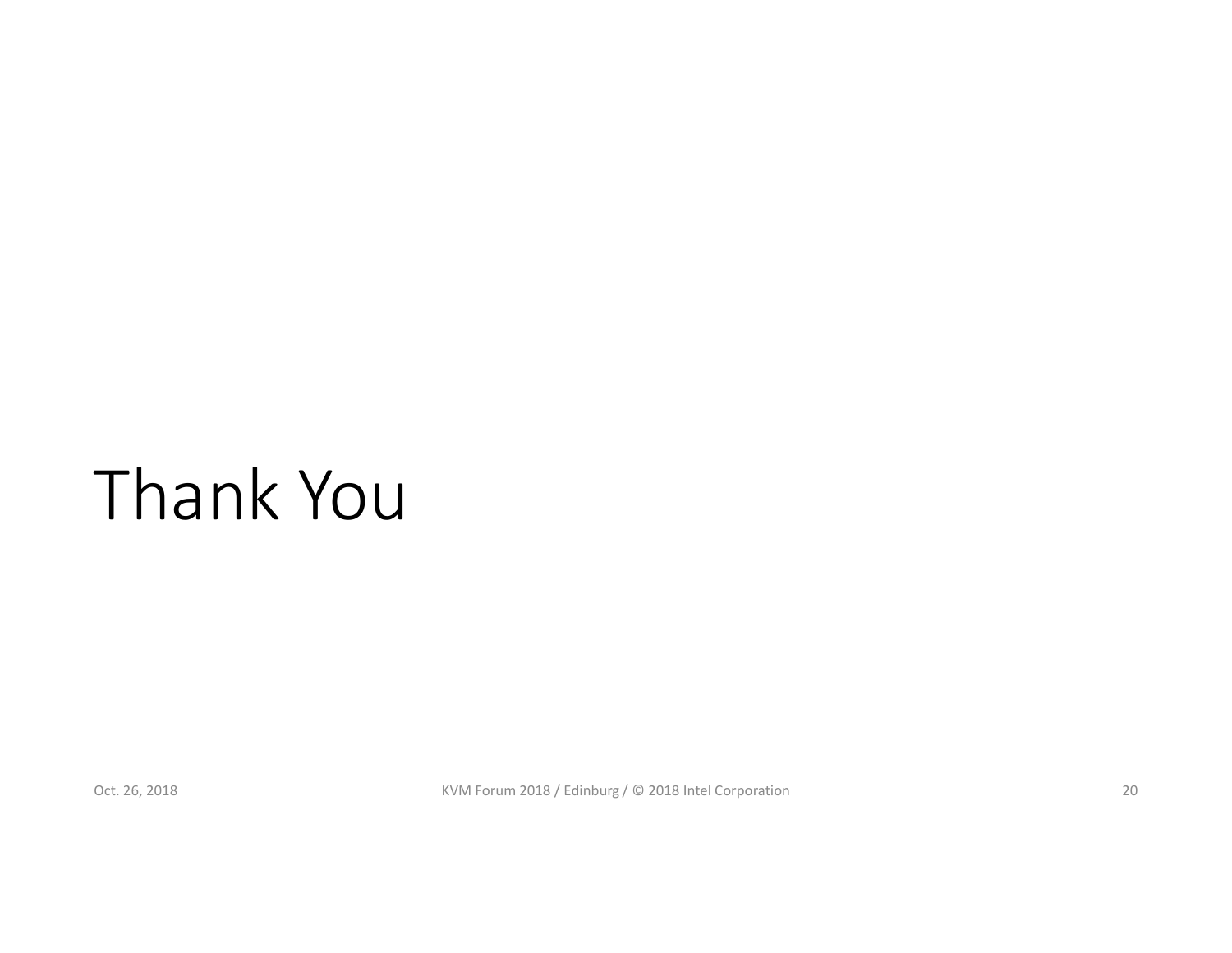# Thank You